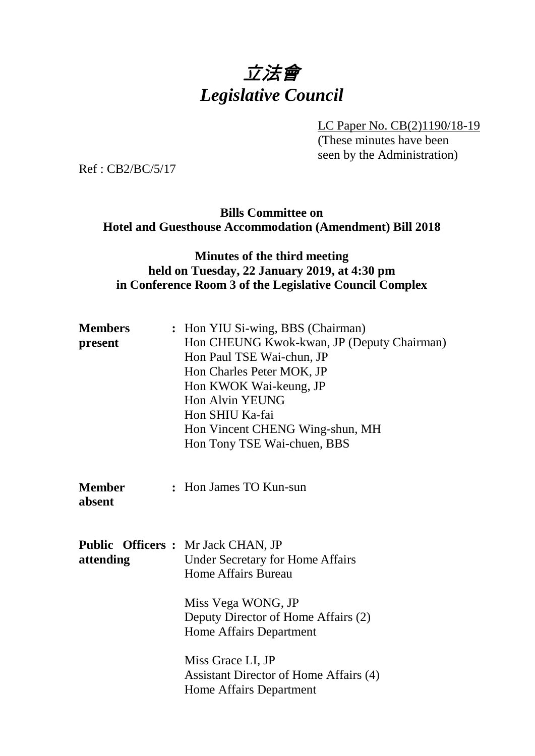# *立法會*
# *Legislative Council*

LC Paper No. CB(2)1190/18-19
(These minutes have been seen by the Administration)

Ref : CB2/BC/5/17

**Bills Committee on Hotel and Guesthouse Accommodation (Amendment) Bill 2018**

**Minutes of the third meeting held on Tuesday, 22 January 2019, at 4:30 pm in Conference Room 3 of the Legislative Council Complex**

| | | |
|---|---|---|
| **Members present** | **:** | Hon YIU Si-wing, BBS (Chairman)<br>Hon CHEUNG Kwok-kwan, JP (Deputy Chairman)<br>Hon Paul TSE Wai-chun, JP<br>Hon Charles Peter MOK, JP<br>Hon KWOK Wai-keung, JP<br>Hon Alvin YEUNG<br>Hon SHIU Ka-fai<br>Hon Vincent CHENG Wing-shun, MH<br>Hon Tony TSE Wai-chuen, BBS |
| **Member absent** | **:** | Hon James TO Kun-sun |
| **Public Officers attending** | **:** | Mr Jack CHAN, JP<br>Under Secretary for Home Affairs<br>Home Affairs Bureau<br><br>Miss Vega WONG, JP<br>Deputy Director of Home Affairs (2)<br>Home Affairs Department<br><br>Miss Grace LI, JP<br>Assistant Director of Home Affairs (4)<br>Home Affairs Department |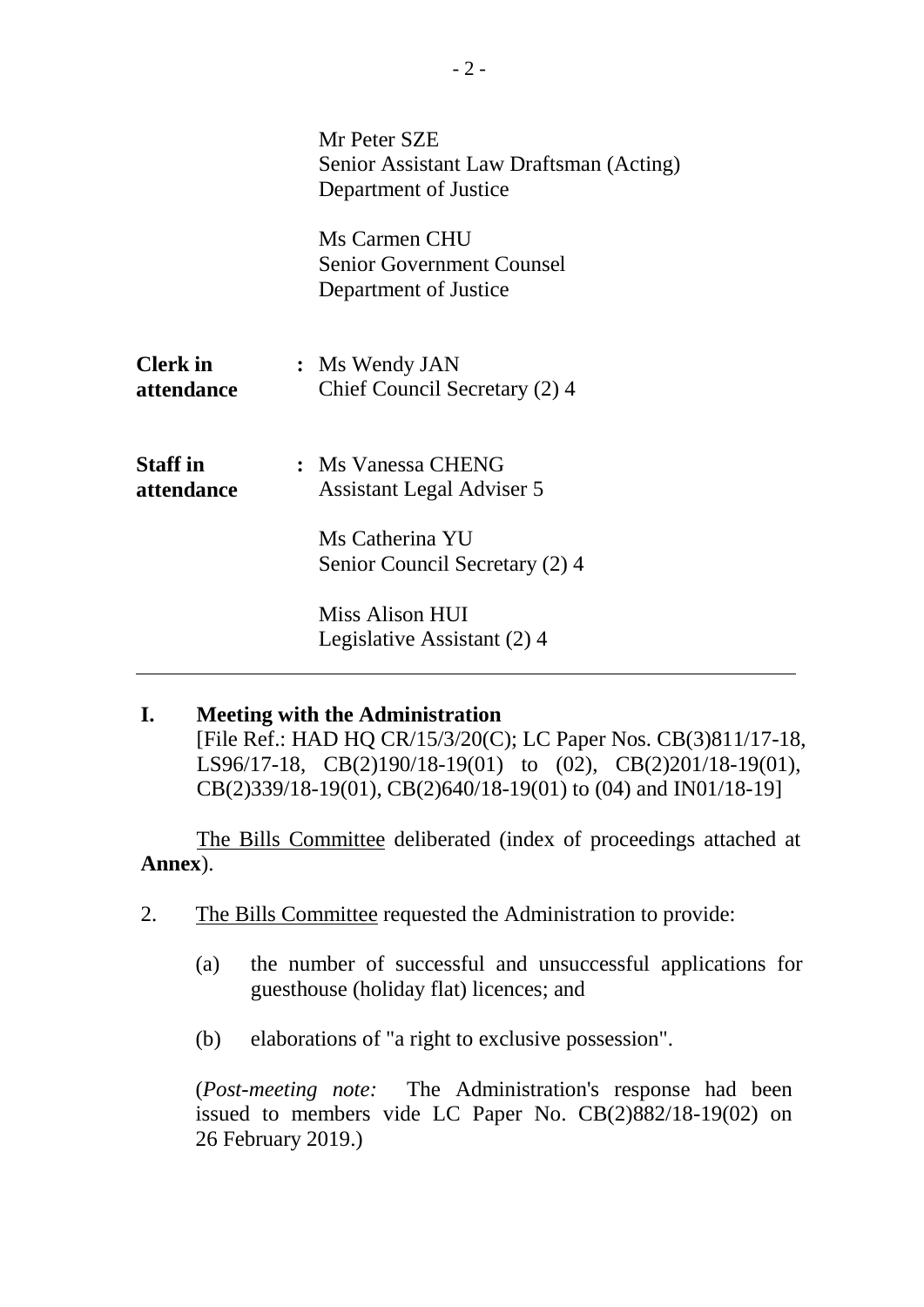Mr Peter SZE
Senior Assistant Law Draftsman (Acting)
Department of Justice

Ms Carmen CHU
Senior Government Counsel
Department of Justice

**Clerk in attendance** : Ms Wendy JAN
Chief Council Secretary (2) 4

**Staff in attendance** : Ms Vanessa CHENG
Assistant Legal Adviser 5

Ms Catherina YU
Senior Council Secretary (2) 4

Miss Alison HUI
Legislative Assistant (2) 4

---

## I. Meeting with the Administration

[File Ref.: HAD HQ CR/15/3/20(C); LC Paper Nos. CB(3)811/17-18, LS96/17-18, CB(2)190/18-19(01) to (02), CB(2)201/18-19(01), CB(2)339/18-19(01), CB(2)640/18-19(01) to (04) and IN01/18-19]

The Bills Committee deliberated (index of proceedings attached at **Annex**).

2. The Bills Committee requested the Administration to provide:

   (a) the number of successful and unsuccessful applications for guesthouse (holiday flat) licences; and

   (b) elaborations of "a right to exclusive possession".

   (*Post-meeting note:* The Administration's response had been issued to members vide LC Paper No. CB(2)882/18-19(02) on 26 February 2019.)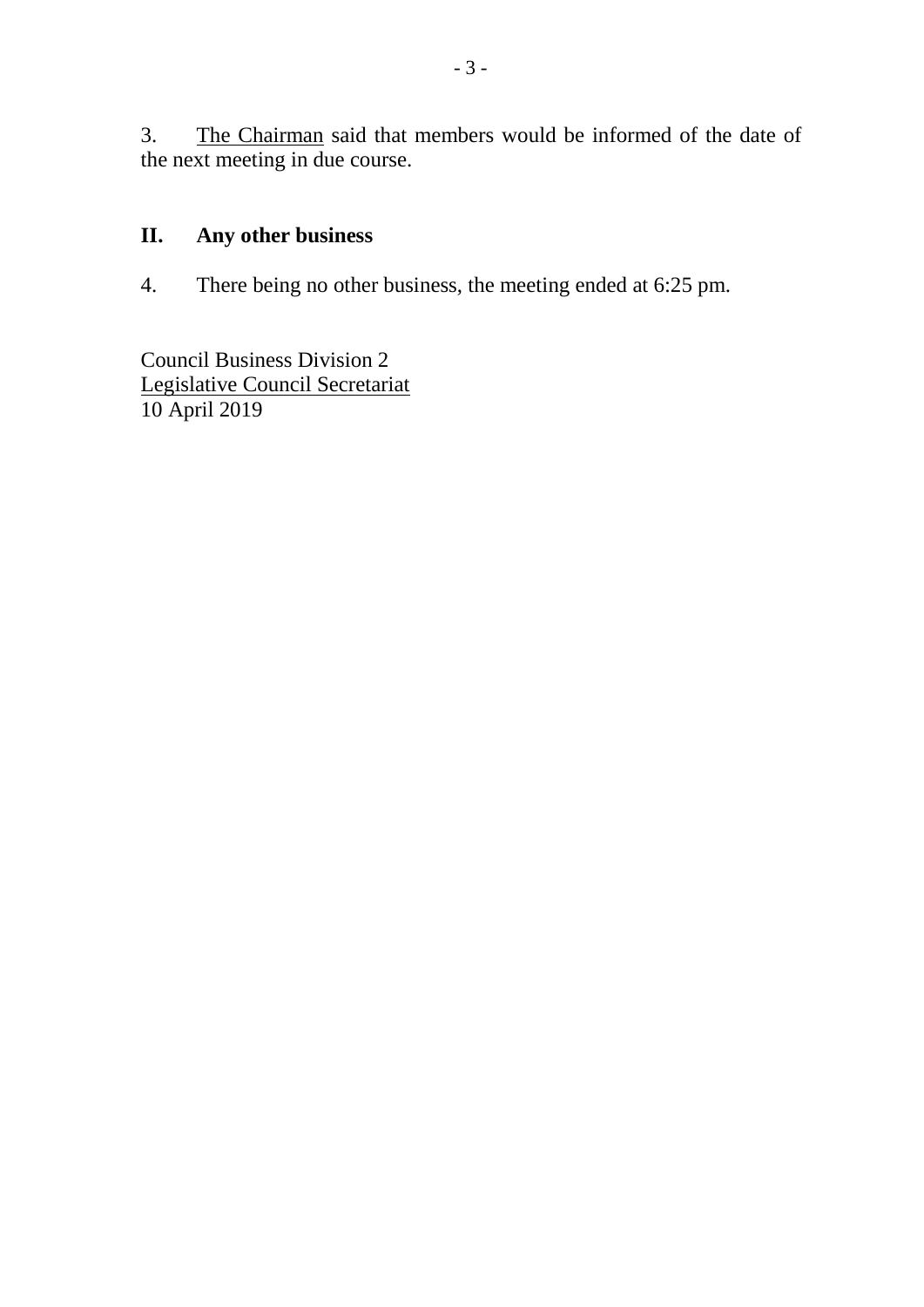3. The Chairman said that members would be informed of the date of the next meeting in due course.

## II. Any other business

4. There being no other business, the meeting ended at 6:25 pm.

Council Business Division 2
Legislative Council Secretariat
10 April 2019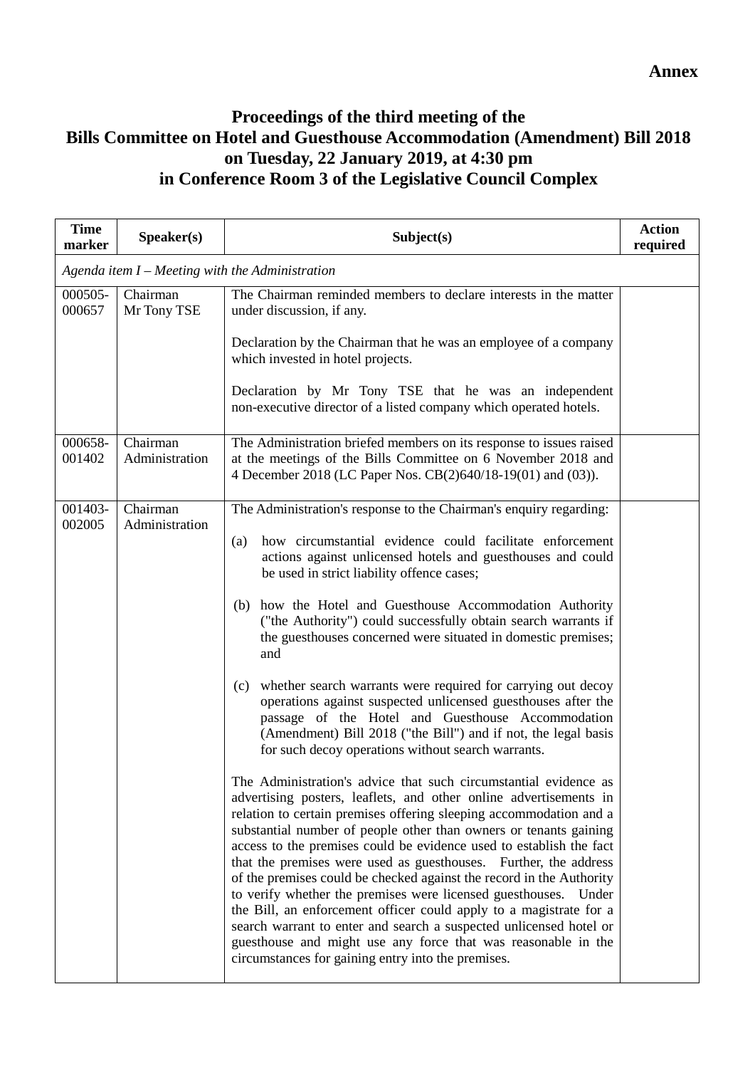**Annex**

# Proceedings of the third meeting of the Bills Committee on Hotel and Guesthouse Accommodation (Amendment) Bill 2018 on Tuesday, 22 January 2019, at 4:30 pm in Conference Room 3 of the Legislative Council Complex

| Time marker | Speaker(s) | Subject(s) | Action required |
|---|---|---|---|
| *Agenda item I – Meeting with the Administration* | | | |
| 000505-000657 | Chairman<br>Mr Tony TSE | The Chairman reminded members to declare interests in the matter under discussion, if any.<br><br>Declaration by the Chairman that he was an employee of a company which invested in hotel projects.<br><br>Declaration by Mr Tony TSE that he was an independent non-executive director of a listed company which operated hotels. | |
| 000658-001402 | Chairman<br>Administration | The Administration briefed members on its response to issues raised at the meetings of the Bills Committee on 6 November 2018 and 4 December 2018 (LC Paper Nos. CB(2)640/18-19(01) and (03)). | |
| 001403-002005 | Chairman<br>Administration | The Administration's response to the Chairman's enquiry regarding:<br><br>(a) how circumstantial evidence could facilitate enforcement actions against unlicensed hotels and guesthouses and could be used in strict liability offence cases;<br><br>(b) how the Hotel and Guesthouse Accommodation Authority ("the Authority") could successfully obtain search warrants if the guesthouses concerned were situated in domestic premises; and<br><br>(c) whether search warrants were required for carrying out decoy operations against suspected unlicensed guesthouses after the passage of the Hotel and Guesthouse Accommodation (Amendment) Bill 2018 ("the Bill") and if not, the legal basis for such decoy operations without search warrants.<br><br>The Administration's advice that such circumstantial evidence as advertising posters, leaflets, and other online advertisements in relation to certain premises offering sleeping accommodation and a substantial number of people other than owners or tenants gaining access to the premises could be evidence used to establish the fact that the premises were used as guesthouses. Further, the address of the premises could be checked against the record in the Authority to verify whether the premises were licensed guesthouses. Under the Bill, an enforcement officer could apply to a magistrate for a search warrant to enter and search a suspected unlicensed hotel or guesthouse and might use any force that was reasonable in the circumstances for gaining entry into the premises. | |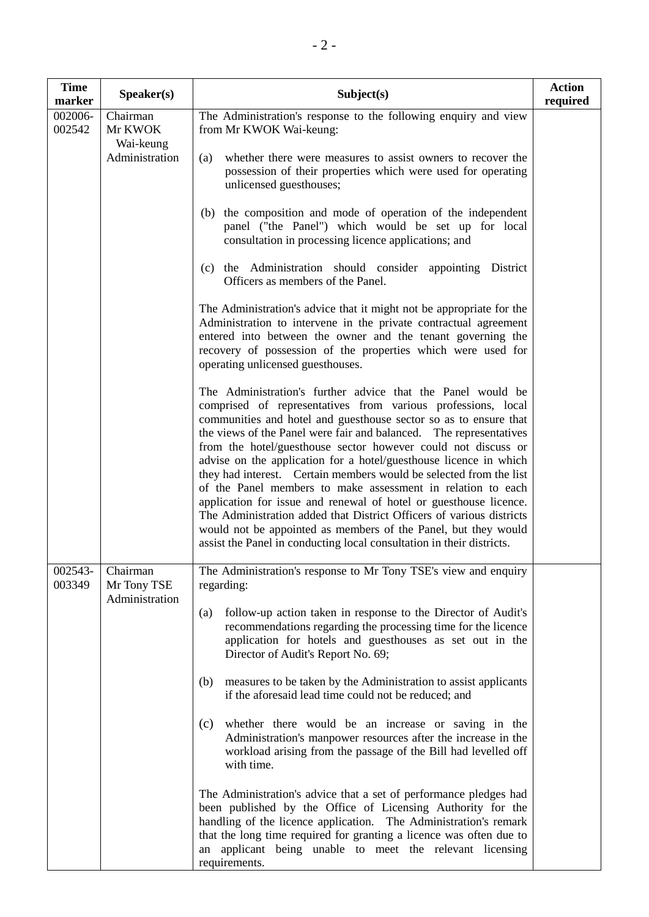| Time marker | Speaker(s) | Subject(s) | Action required |
|---|---|---|---|
| 002006-002542 | Chairman<br>Mr KWOK Wai-keung<br>Administration | The Administration's response to the following enquiry and view from Mr KWOK Wai-keung:<br><br>(a) whether there were measures to assist owners to recover the possession of their properties which were used for operating unlicensed guesthouses;<br><br>(b) the composition and mode of operation of the independent panel ("the Panel") which would be set up for local consultation in processing licence applications; and<br><br>(c) the Administration should consider appointing District Officers as members of the Panel.<br><br>The Administration's advice that it might not be appropriate for the Administration to intervene in the private contractual agreement entered into between the owner and the tenant governing the recovery of possession of the properties which were used for operating unlicensed guesthouses.<br><br>The Administration's further advice that the Panel would be comprised of representatives from various professions, local communities and hotel and guesthouse sector so as to ensure that the views of the Panel were fair and balanced. The representatives from the hotel/guesthouse sector however could not discuss or advise on the application for a hotel/guesthouse licence in which they had interest. Certain members would be selected from the list of the Panel members to make assessment in relation to each application for issue and renewal of hotel or guesthouse licence. The Administration added that District Officers of various districts would not be appointed as members of the Panel, but they would assist the Panel in conducting local consultation in their districts. | |
| 002543-003349 | Chairman<br>Mr Tony TSE<br>Administration | The Administration's response to Mr Tony TSE's view and enquiry regarding:<br><br>(a) follow-up action taken in response to the Director of Audit's recommendations regarding the processing time for the licence application for hotels and guesthouses as set out in the Director of Audit's Report No. 69;<br><br>(b) measures to be taken by the Administration to assist applicants if the aforesaid lead time could not be reduced; and<br><br>(c) whether there would be an increase or saving in the Administration's manpower resources after the increase in the workload arising from the passage of the Bill had levelled off with time.<br><br>The Administration's advice that a set of performance pledges had been published by the Office of Licensing Authority for the handling of the licence application. The Administration's remark that the long time required for granting a licence was often due to an applicant being unable to meet the relevant licensing requirements. | |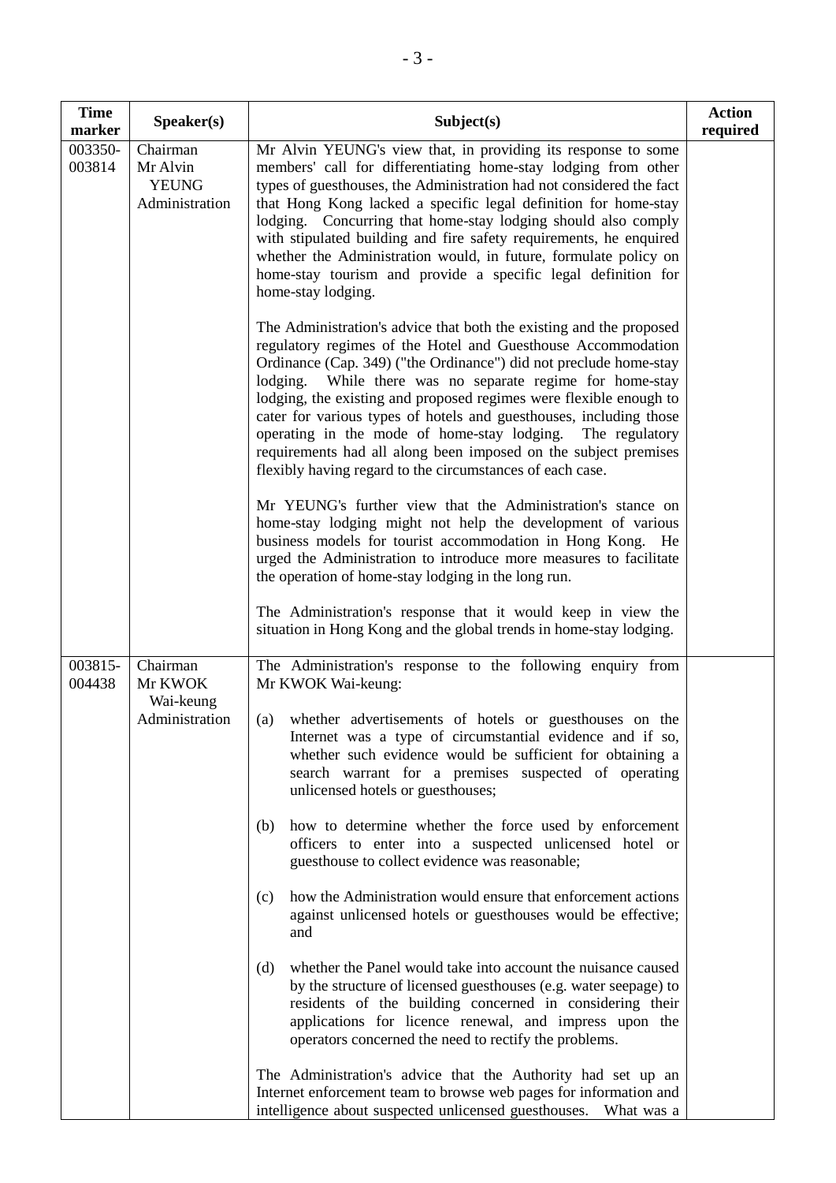| Time marker | Speaker(s) | Subject(s) | Action required |
|---|---|---|---|
| 003350-003814 | Chairman<br>Mr Alvin YEUNG<br>Administration | Mr Alvin YEUNG's view that, in providing its response to some members' call for differentiating home-stay lodging from other types of guesthouses, the Administration had not considered the fact that Hong Kong lacked a specific legal definition for home-stay lodging. Concurring that home-stay lodging should also comply with stipulated building and fire safety requirements, he enquired whether the Administration would, in future, formulate policy on home-stay tourism and provide a specific legal definition for home-stay lodging.<br><br>The Administration's advice that both the existing and the proposed regulatory regimes of the Hotel and Guesthouse Accommodation Ordinance (Cap. 349) ("the Ordinance") did not preclude home-stay lodging. While there was no separate regime for home-stay lodging, the existing and proposed regimes were flexible enough to cater for various types of hotels and guesthouses, including those operating in the mode of home-stay lodging. The regulatory requirements had all along been imposed on the subject premises flexibly having regard to the circumstances of each case.<br><br>Mr YEUNG's further view that the Administration's stance on home-stay lodging might not help the development of various business models for tourist accommodation in Hong Kong. He urged the Administration to introduce more measures to facilitate the operation of home-stay lodging in the long run.<br><br>The Administration's response that it would keep in view the situation in Hong Kong and the global trends in home-stay lodging. | |
| 003815-004438 | Chairman<br>Mr KWOK Wai-keung<br>Administration | The Administration's response to the following enquiry from Mr KWOK Wai-keung:<br><br>(a) whether advertisements of hotels or guesthouses on the Internet was a type of circumstantial evidence and if so, whether such evidence would be sufficient for obtaining a search warrant for a premises suspected of operating unlicensed hotels or guesthouses;<br><br>(b) how to determine whether the force used by enforcement officers to enter into a suspected unlicensed hotel or guesthouse to collect evidence was reasonable;<br><br>(c) how the Administration would ensure that enforcement actions against unlicensed hotels or guesthouses would be effective; and<br><br>(d) whether the Panel would take into account the nuisance caused by the structure of licensed guesthouses (e.g. water seepage) to residents of the building concerned in considering their applications for licence renewal, and impress upon the operators concerned the need to rectify the problems.<br><br>The Administration's advice that the Authority had set up an Internet enforcement team to browse web pages for information and intelligence about suspected unlicensed guesthouses. What was a | |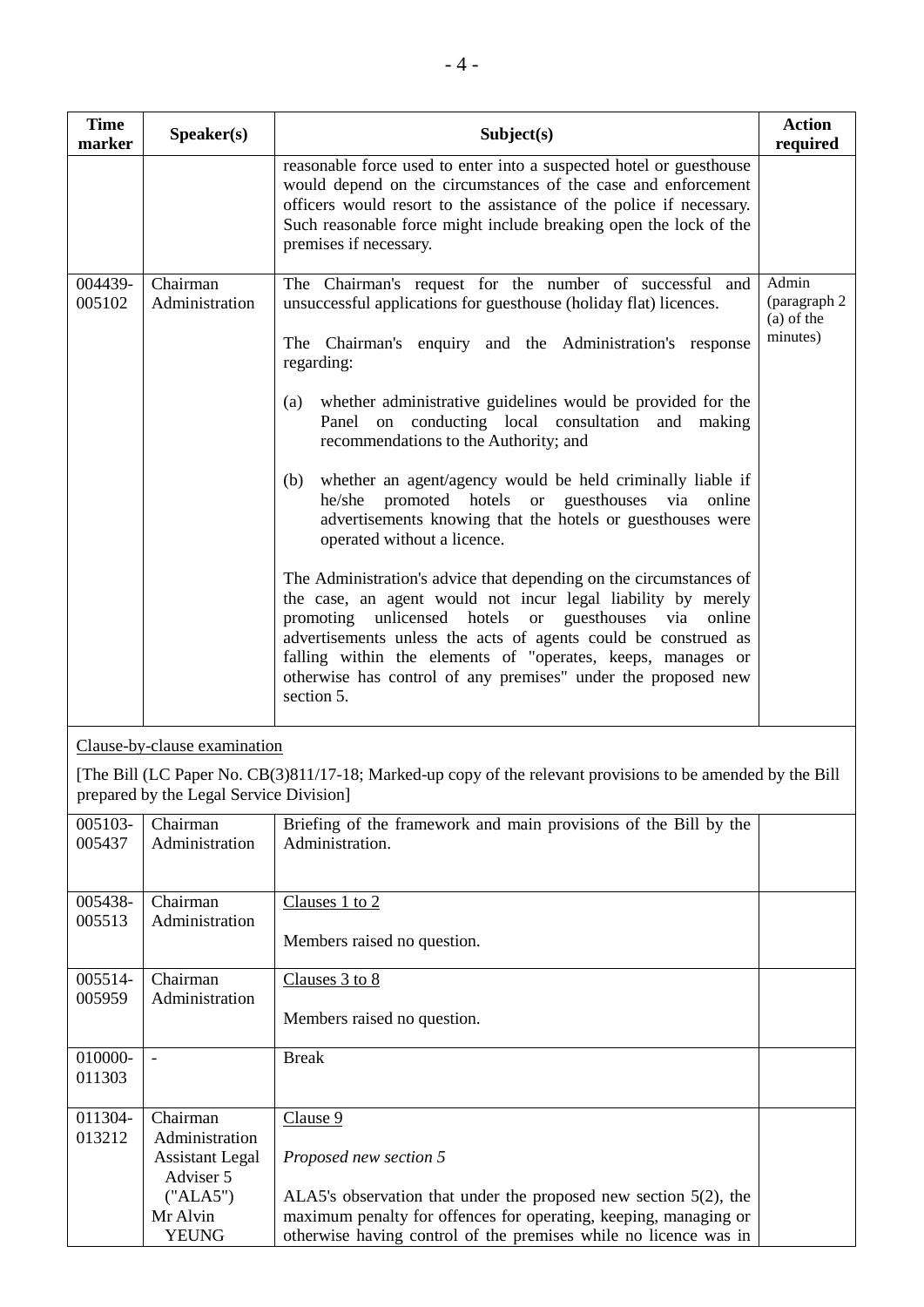| Time marker | Speaker(s) | Subject(s) | Action required |
|---|---|---|---|
| | | reasonable force used to enter into a suspected hotel or guesthouse would depend on the circumstances of the case and enforcement officers would resort to the assistance of the police if necessary. Such reasonable force might include breaking open the lock of the premises if necessary. | |
| 004439-005102 | Chairman<br>Administration | The Chairman's request for the number of successful and unsuccessful applications for guesthouse (holiday flat) licences.<br><br>The Chairman's enquiry and the Administration's response regarding:<br><br>(a) whether administrative guidelines would be provided for the Panel on conducting local consultation and making recommendations to the Authority; and<br><br>(b) whether an agent/agency would be held criminally liable if he/she promoted hotels or guesthouses via online advertisements knowing that the hotels or guesthouses were operated without a licence.<br><br>The Administration's advice that depending on the circumstances of the case, an agent would not incur legal liability by merely promoting unlicensed hotels or guesthouses via online advertisements unless the acts of agents could be construed as falling within the elements of "operates, keeps, manages or otherwise has control of any premises" under the proposed new section 5. | Admin (paragraph 2 (a) of the minutes) |
| Clause-by-clause examination<br><br>[The Bill (LC Paper No. CB(3)811/17-18; Marked-up copy of the relevant provisions to be amended by the Bill prepared by the Legal Service Division] | | | |
| 005103-005437 | Chairman<br>Administration | Briefing of the framework and main provisions of the Bill by the Administration. | |
| 005438-005513 | Chairman<br>Administration | Clauses 1 to 2<br><br>Members raised no question. | |
| 005514-005959 | Chairman<br>Administration | Clauses 3 to 8<br><br>Members raised no question. | |
| 010000-011303 | - | Break | |
| 011304-013212 | Chairman<br>Administration<br>Assistant Legal Adviser 5 ("ALA5")<br>Mr Alvin YEUNG | Clause 9<br><br>*Proposed new section 5*<br><br>ALA5's observation that under the proposed new section 5(2), the maximum penalty for offences for operating, keeping, managing or otherwise having control of the premises while no licence was in | |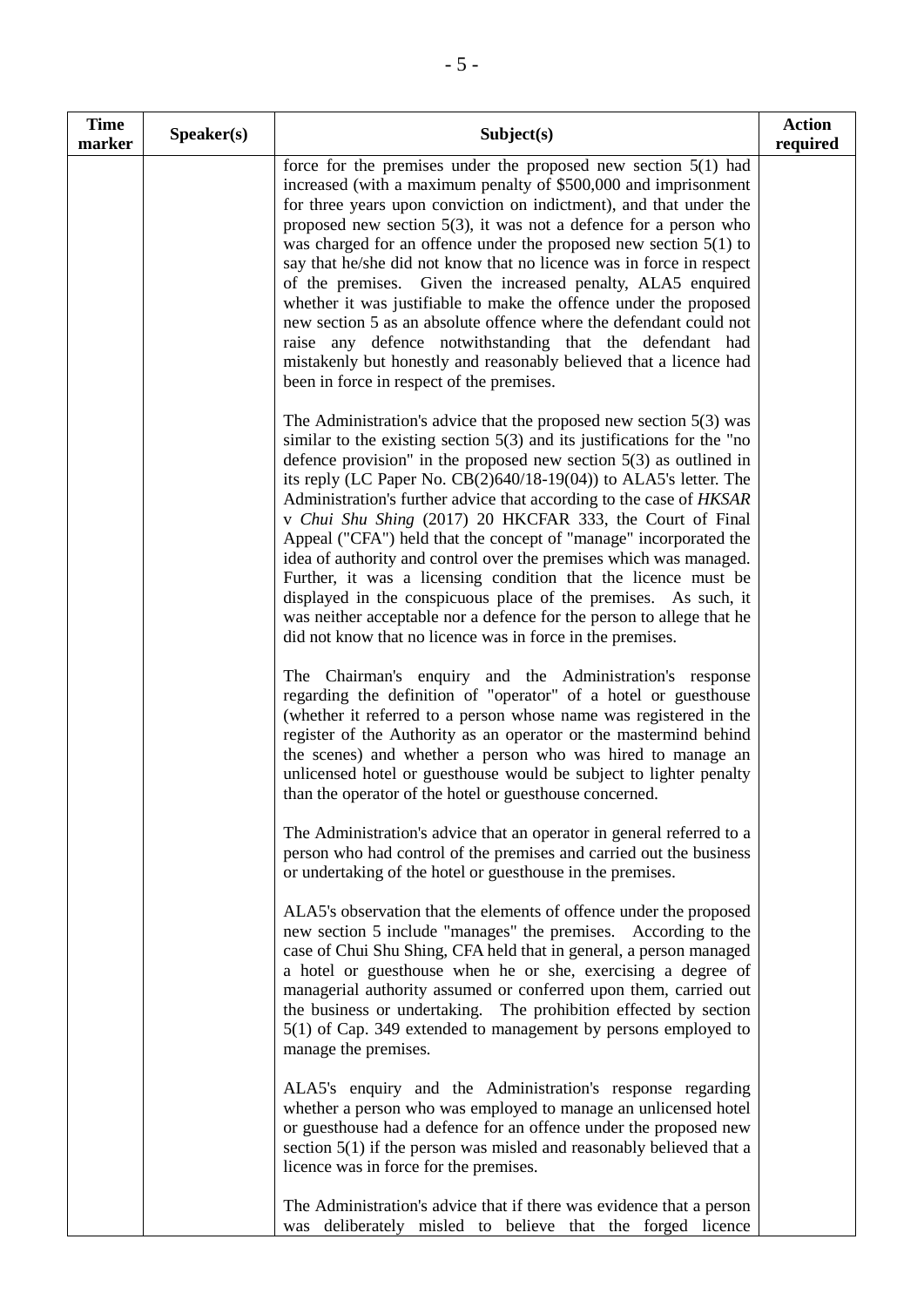| Time marker | Speaker(s) | Subject(s) | Action required |
|---|---|---|---|
| | | force for the premises under the proposed new section 5(1) had increased (with a maximum penalty of $500,000 and imprisonment for three years upon conviction on indictment), and that under the proposed new section 5(3), it was not a defence for a person who was charged for an offence under the proposed new section 5(1) to say that he/she did not know that no licence was in force in respect of the premises. Given the increased penalty, ALA5 enquired whether it was justifiable to make the offence under the proposed new section 5 as an absolute offence where the defendant could not raise any defence notwithstanding that the defendant had mistakenly but honestly and reasonably believed that a licence had been in force in respect of the premises.<br><br>The Administration's advice that the proposed new section 5(3) was similar to the existing section 5(3) and its justifications for the "no defence provision" in the proposed new section 5(3) as outlined in its reply (LC Paper No. CB(2)640/18-19(04)) to ALA5's letter. The Administration's further advice that according to the case of *HKSAR* v *Chui Shu Shing* (2017) 20 HKCFAR 333, the Court of Final Appeal ("CFA") held that the concept of "manage" incorporated the idea of authority and control over the premises which was managed. Further, it was a licensing condition that the licence must be displayed in the conspicuous place of the premises. As such, it was neither acceptable nor a defence for the person to allege that he did not know that no licence was in force in the premises.<br><br>The Chairman's enquiry and the Administration's response regarding the definition of "operator" of a hotel or guesthouse (whether it referred to a person whose name was registered in the register of the Authority as an operator or the mastermind behind the scenes) and whether a person who was hired to manage an unlicensed hotel or guesthouse would be subject to lighter penalty than the operator of the hotel or guesthouse concerned.<br><br>The Administration's advice that an operator in general referred to a person who had control of the premises and carried out the business or undertaking of the hotel or guesthouse in the premises.<br><br>ALA5's observation that the elements of offence under the proposed new section 5 include "manages" the premises. According to the case of Chui Shu Shing, CFA held that in general, a person managed a hotel or guesthouse when he or she, exercising a degree of managerial authority assumed or conferred upon them, carried out the business or undertaking. The prohibition effected by section 5(1) of Cap. 349 extended to management by persons employed to manage the premises.<br><br>ALA5's enquiry and the Administration's response regarding whether a person who was employed to manage an unlicensed hotel or guesthouse had a defence for an offence under the proposed new section 5(1) if the person was misled and reasonably believed that a licence was in force for the premises.<br><br>The Administration's advice that if there was evidence that a person was deliberately misled to believe that the forged licence | |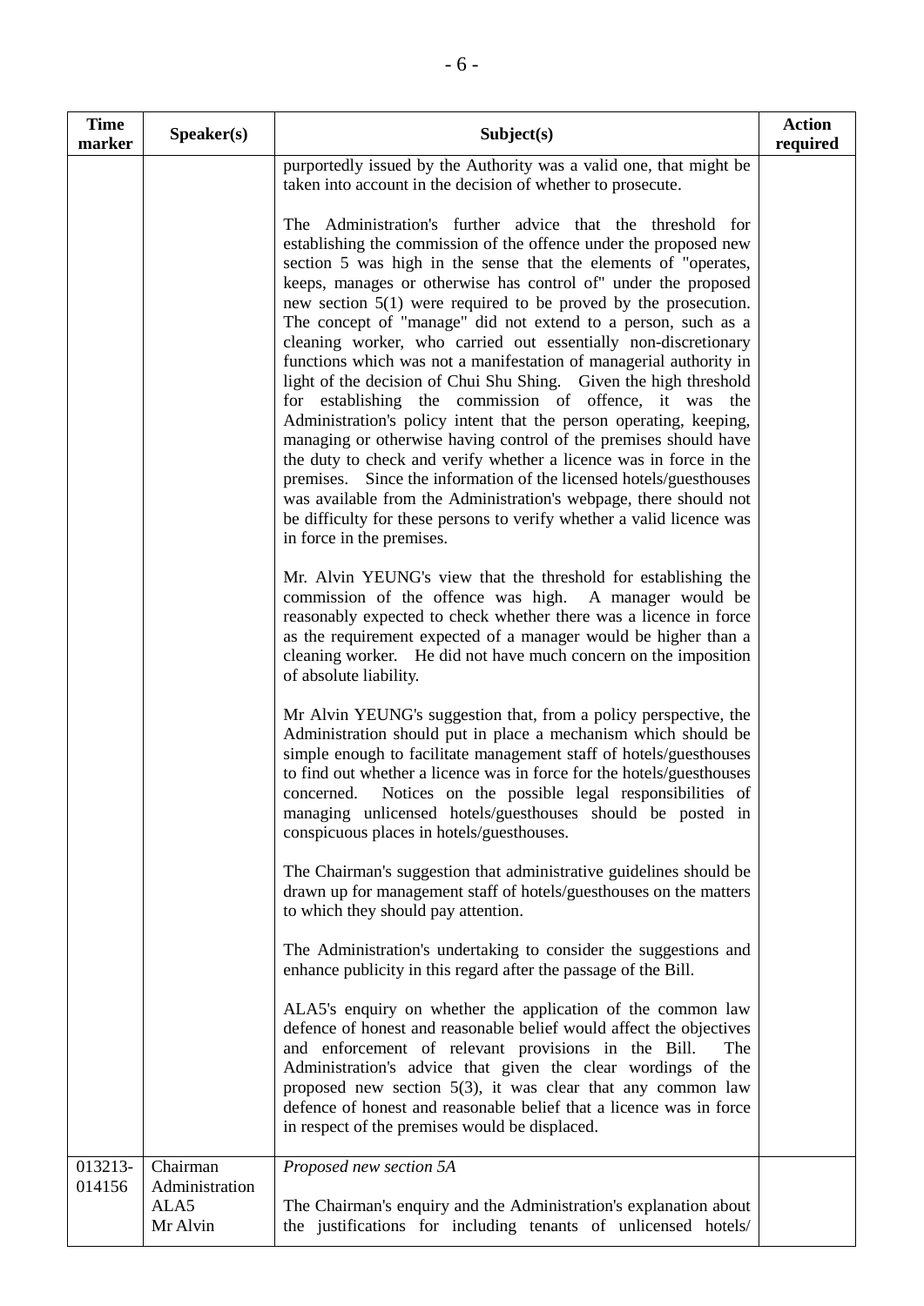| Time marker | Speaker(s) | Subject(s) | Action required |
|---|---|---|---|
| | | purportedly issued by the Authority was a valid one, that might be taken into account in the decision of whether to prosecute.<br><br>The Administration's further advice that the threshold for establishing the commission of the offence under the proposed new section 5 was high in the sense that the elements of "operates, keeps, manages or otherwise has control of" under the proposed new section 5(1) were required to be proved by the prosecution. The concept of "manage" did not extend to a person, such as a cleaning worker, who carried out essentially non-discretionary functions which was not a manifestation of managerial authority in light of the decision of Chui Shu Shing. Given the high threshold for establishing the commission of offence, it was the Administration's policy intent that the person operating, keeping, managing or otherwise having control of the premises should have the duty to check and verify whether a licence was in force in the premises. Since the information of the licensed hotels/guesthouses was available from the Administration's webpage, there should not be difficulty for these persons to verify whether a valid licence was in force in the premises.<br><br>Mr. Alvin YEUNG's view that the threshold for establishing the commission of the offence was high. A manager would be reasonably expected to check whether there was a licence in force as the requirement expected of a manager would be higher than a cleaning worker. He did not have much concern on the imposition of absolute liability.<br><br>Mr Alvin YEUNG's suggestion that, from a policy perspective, the Administration should put in place a mechanism which should be simple enough to facilitate management staff of hotels/guesthouses to find out whether a licence was in force for the hotels/guesthouses concerned. Notices on the possible legal responsibilities of managing unlicensed hotels/guesthouses should be posted in conspicuous places in hotels/guesthouses.<br><br>The Chairman's suggestion that administrative guidelines should be drawn up for management staff of hotels/guesthouses on the matters to which they should pay attention.<br><br>The Administration's undertaking to consider the suggestions and enhance publicity in this regard after the passage of the Bill.<br><br>ALA5's enquiry on whether the application of the common law defence of honest and reasonable belief would affect the objectives and enforcement of relevant provisions in the Bill. The Administration's advice that given the clear wordings of the proposed new section 5(3), it was clear that any common law defence of honest and reasonable belief that a licence was in force in respect of the premises would be displaced. | |
| 013213-014156 | Chairman<br>Administration<br>ALA5<br>Mr Alvin | *Proposed new section 5A*<br><br>The Chairman's enquiry and the Administration's explanation about the justifications for including tenants of unlicensed hotels/ | |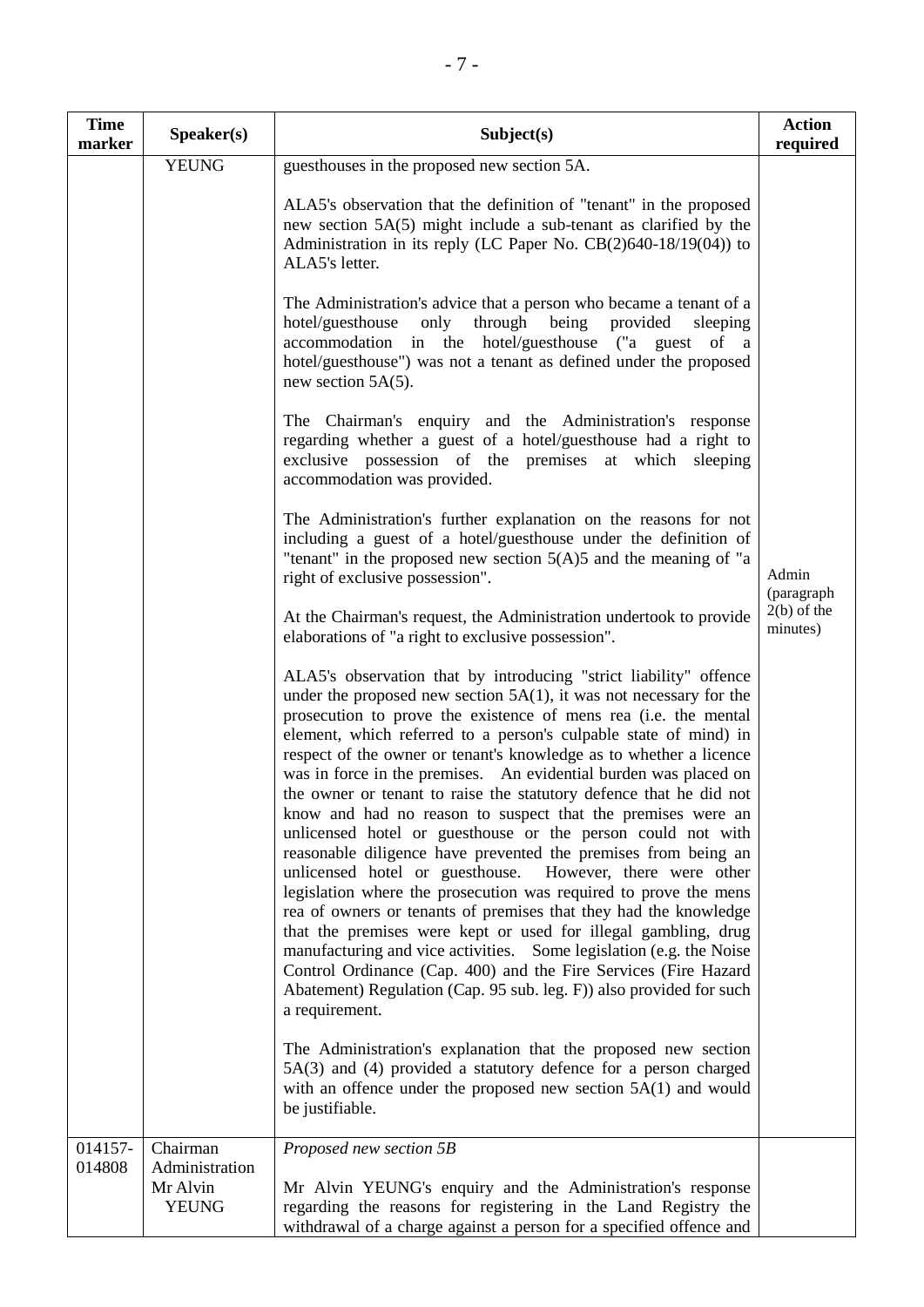| Time marker | Speaker(s) | Subject(s) | Action required |
|---|---|---|---|
| | YEUNG | guesthouses in the proposed new section 5A.<br><br>ALA5's observation that the definition of "tenant" in the proposed new section 5A(5) might include a sub-tenant as clarified by the Administration in its reply (LC Paper No. CB(2)640-18/19(04)) to ALA5's letter.<br><br>The Administration's advice that a person who became a tenant of a hotel/guesthouse only through being provided sleeping accommodation in the hotel/guesthouse ("a guest of a hotel/guesthouse") was not a tenant as defined under the proposed new section 5A(5).<br><br>The Chairman's enquiry and the Administration's response regarding whether a guest of a hotel/guesthouse had a right to exclusive possession of the premises at which sleeping accommodation was provided.<br><br>The Administration's further explanation on the reasons for not including a guest of a hotel/guesthouse under the definition of "tenant" in the proposed new section 5(A)5 and the meaning of "a right of exclusive possession".<br><br>At the Chairman's request, the Administration undertook to provide elaborations of "a right to exclusive possession".<br><br>ALA5's observation that by introducing "strict liability" offence under the proposed new section 5A(1), it was not necessary for the prosecution to prove the existence of mens rea (i.e. the mental element, which referred to a person's culpable state of mind) in respect of the owner or tenant's knowledge as to whether a licence was in force in the premises. An evidential burden was placed on the owner or tenant to raise the statutory defence that he did not know and had no reason to suspect that the premises were an unlicensed hotel or guesthouse or the person could not with reasonable diligence have prevented the premises from being an unlicensed hotel or guesthouse. However, there were other legislation where the prosecution was required to prove the mens rea of owners or tenants of premises that they had the knowledge that the premises were kept or used for illegal gambling, drug manufacturing and vice activities. Some legislation (e.g. the Noise Control Ordinance (Cap. 400) and the Fire Services (Fire Hazard Abatement) Regulation (Cap. 95 sub. leg. F)) also provided for such a requirement.<br><br>The Administration's explanation that the proposed new section 5A(3) and (4) provided a statutory defence for a person charged with an offence under the proposed new section 5A(1) and would be justifiable. | Admin (paragraph 2(b) of the minutes) |
| 014157-014808 | Chairman<br>Administration<br>Mr Alvin YEUNG | *Proposed new section 5B*<br><br>Mr Alvin YEUNG's enquiry and the Administration's response regarding the reasons for registering in the Land Registry the withdrawal of a charge against a person for a specified offence and | |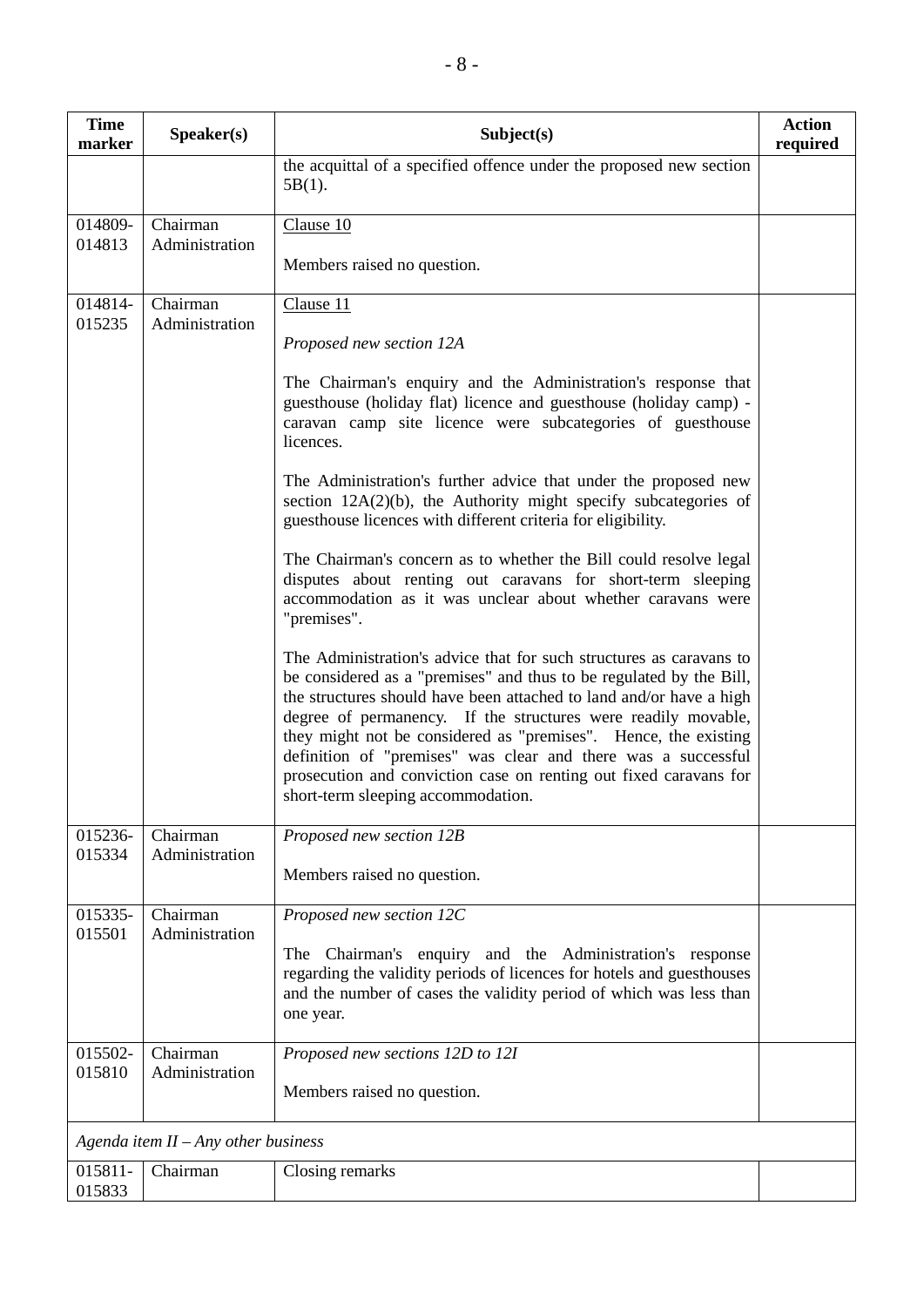| Time marker | Speaker(s) | Subject(s) | Action required |
|---|---|---|---|
| | | the acquittal of a specified offence under the proposed new section 5B(1). | |
| 014809-014813 | Chairman Administration | Clause 10<br><br>Members raised no question. | |
| 014814-015235 | Chairman Administration | Clause 11<br><br>*Proposed new section 12A*<br><br>The Chairman's enquiry and the Administration's response that guesthouse (holiday flat) licence and guesthouse (holiday camp) - caravan camp site licence were subcategories of guesthouse licences.<br><br>The Administration's further advice that under the proposed new section 12A(2)(b), the Authority might specify subcategories of guesthouse licences with different criteria for eligibility.<br><br>The Chairman's concern as to whether the Bill could resolve legal disputes about renting out caravans for short-term sleeping accommodation as it was unclear about whether caravans were "premises".<br><br>The Administration's advice that for such structures as caravans to be considered as a "premises" and thus to be regulated by the Bill, the structures should have been attached to land and/or have a high degree of permanency. If the structures were readily movable, they might not be considered as "premises". Hence, the existing definition of "premises" was clear and there was a successful prosecution and conviction case on renting out fixed caravans for short-term sleeping accommodation. | |
| 015236-015334 | Chairman Administration | *Proposed new section 12B*<br><br>Members raised no question. | |
| 015335-015501 | Chairman Administration | *Proposed new section 12C*<br><br>The Chairman's enquiry and the Administration's response regarding the validity periods of licences for hotels and guesthouses and the number of cases the validity period of which was less than one year. | |
| 015502-015810 | Chairman Administration | *Proposed new sections 12D to 12I*<br><br>Members raised no question. | |
| *Agenda item II – Any other business* | | | |
| 015811-015833 | Chairman | Closing remarks | |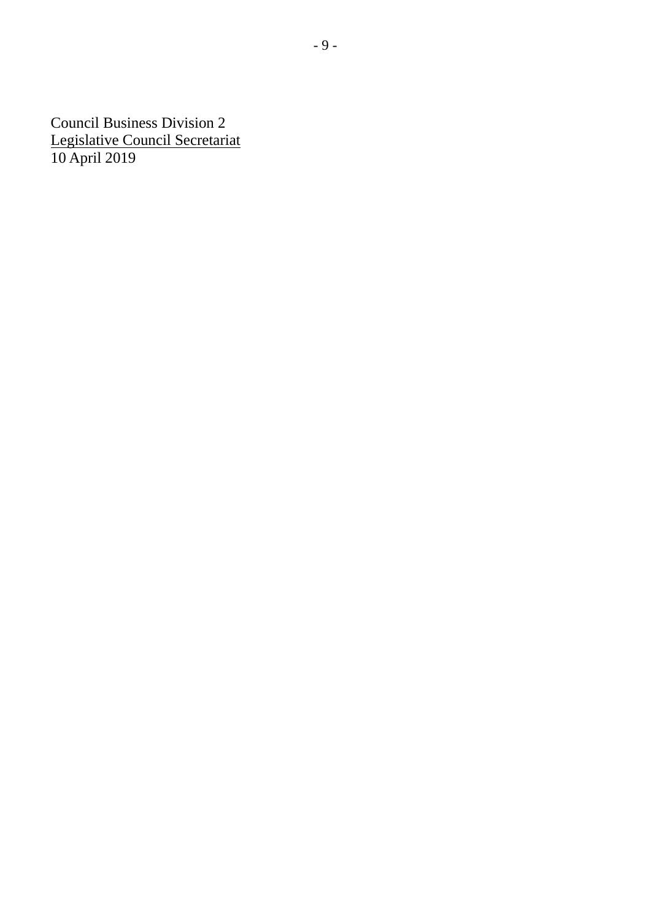Council Business Division 2
Legislative Council Secretariat
10 April 2019